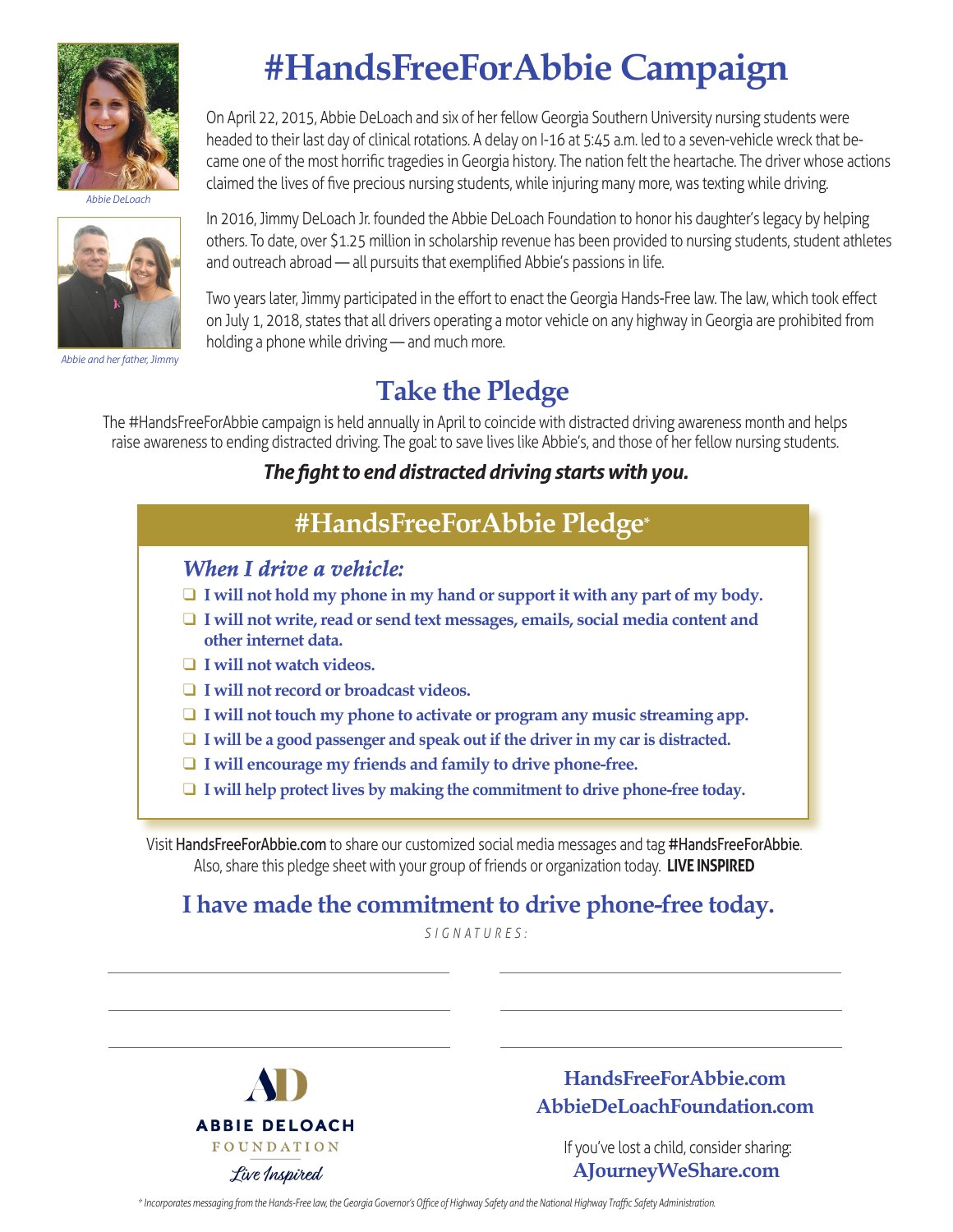# #HandsFreeForAbbie Campaign

Abbie DeLoach

Abbie and her father, Jimmy

On April 22, 2015, Abbie DeLoach and six of her fellow Georgia Southern University nursing students were headed to their last day of clinical rotations. A delay on I-16 at 5:45 a.m. led to a seven-vehicle wreck that became one of the most horrific tragedies in Georgia history. The nation felt the heartache. The driver whose actions claimed the lives of five precious nursing students, while injuring many more, was texting while driving.

In 2016, Jimmy DeLoach Jr. founded the Abbie DeLoach Foundation to honor his daughter's legacy by helping others. To date, over $1.25 million in scholarship revenue has been provided to nursing students, student athletes and outreach abroad — all pursuits that exemplified Abbie's passions in life.

Two years later, Jimmy participated in the effort to enact the Georgia Hands-Free law. The law, which took effect on July 1, 2018, states that all drivers operating a motor vehicle on any highway in Georgia are prohibited from holding a phone while driving — and much more.

## Take the Pledge

The #HandsFreeForAbbie campaign is held annually in April to coincide with distracted driving awareness month and helps raise awareness to ending distracted driving. The goal: to save lives like Abbie's, and those of her fellow nursing students.

***The fight to end distracted driving starts with you.***

## #HandsFreeForAbbie Pledge*

*When I drive a vehicle:*

- ❑ **I will not hold my phone in my hand or support it with any part of my body.**
- ❑ **I will not write, read or send text messages, emails, social media content and other internet data.**
- ❑ **I will not watch videos.**
- ❑ **I will not record or broadcast videos.**
- ❑ **I will not touch my phone to activate or program any music streaming app.**
- ❑ **I will be a good passenger and speak out if the driver in my car is distracted.**
- ❑ **I will encourage my friends and family to drive phone-free.**
- ❑ **I will help protect lives by making the commitment to drive phone-free today.**

Visit HandsFreeForAbbie.com to share our customized social media messages and tag #HandsFreeForAbbie. Also, share this pledge sheet with your group of friends or organization today. **LIVE INSPIRED**

## I have made the commitment to drive phone-free today.

SIGNATURES:

\_\_\_\_\_\_\_\_\_\_\_\_\_\_\_\_\_\_\_\_ \_\_\_\_\_\_\_\_\_\_\_\_\_\_\_\_\_\_\_\_

\_\_\_\_\_\_\_\_\_\_\_\_\_\_\_\_\_\_\_\_ \_\_\_\_\_\_\_\_\_\_\_\_\_\_\_\_\_\_\_\_

\_\_\_\_\_\_\_\_\_\_\_\_\_\_\_\_\_\_\_\_ \_\_\_\_\_\_\_\_\_\_\_\_\_\_\_\_\_\_\_\_

AD
ABBIE DELOACH
FOUNDATION
*Live Inspired*

**HandsFreeForAbbie.com**
**AbbieDeLoachFoundation.com**

If you've lost a child, consider sharing:
**AJourneyWeShare.com**

*\* Incorporates messaging from the Hands-Free law, the Georgia Governor's Office of Highway Safety and the National Highway Traffic Safety Administration.*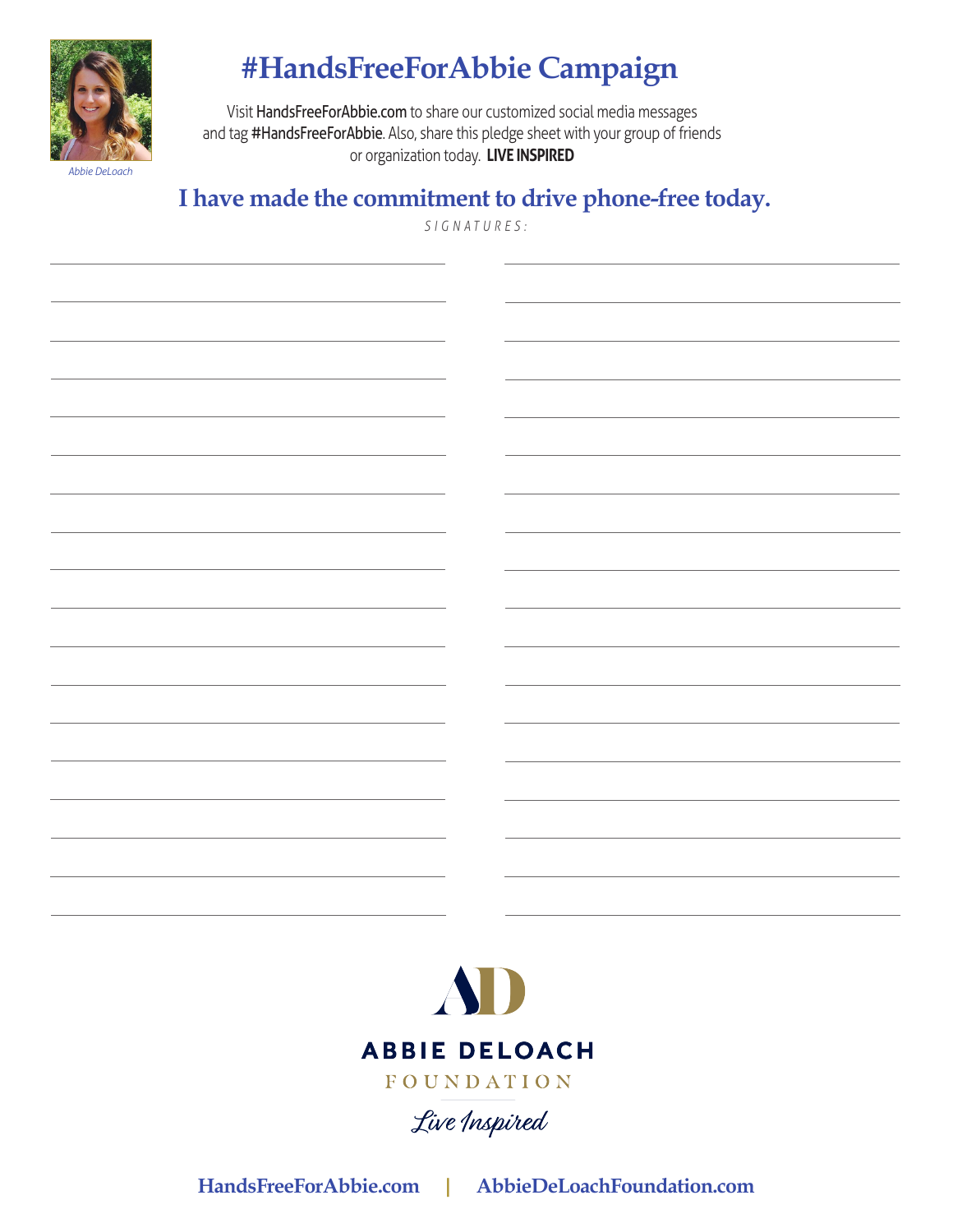Abbie DeLoach

# #HandsFreeForAbbie Campaign

Visit **HandsFreeForAbbie.com** to share our customized social media messages and tag **#HandsFreeForAbbie**. Also, share this pledge sheet with your group of friends or organization today. **LIVE INSPIRED**

## I have made the commitment to drive phone-free today.

*SIGNATURES:*

ABBIE DELOACH

FOUNDATION

*Live Inspired*

**HandsFreeForAbbie.com** | **AbbieDeLoachFoundation.com**